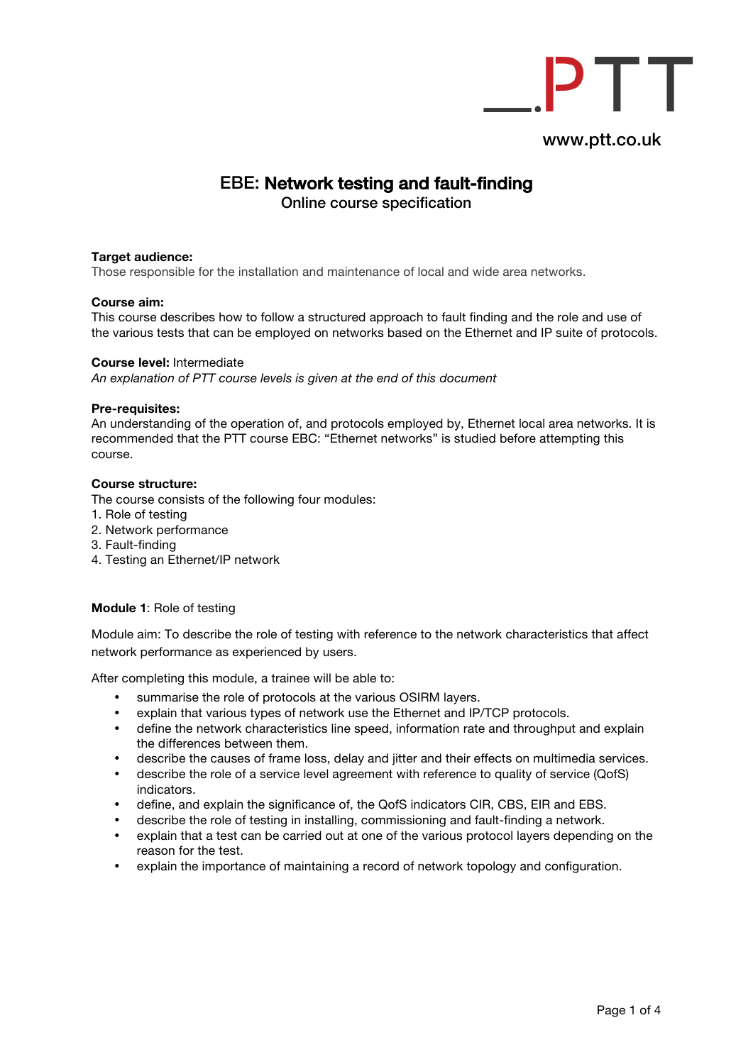_.PTT

www.ptt.co.uk

# EBE: **Network testing and fault-finding**

Online course specification

**Target audience:**
Those responsible for the installation and maintenance of local and wide area networks.

**Course aim:**
This course describes how to follow a structured approach to fault finding and the role and use of the various tests that can be employed on networks based on the Ethernet and IP suite of protocols.

**Course level:** Intermediate
*An explanation of PTT course levels is given at the end of this document*

**Pre-requisites:**
An understanding of the operation of, and protocols employed by, Ethernet local area networks. It is recommended that the PTT course EBC: "Ethernet networks" is studied before attempting this course.

**Course structure:**
The course consists of the following four modules:
1. Role of testing
2. Network performance
3. Fault-finding
4. Testing an Ethernet/IP network

**Module 1**: Role of testing

Module aim: To describe the role of testing with reference to the network characteristics that affect network performance as experienced by users.

After completing this module, a trainee will be able to:

- summarise the role of protocols at the various OSIRM layers.
- explain that various types of network use the Ethernet and IP/TCP protocols.
- define the network characteristics line speed, information rate and throughput and explain the differences between them.
- describe the causes of frame loss, delay and jitter and their effects on multimedia services.
- describe the role of a service level agreement with reference to quality of service (QofS) indicators.
- define, and explain the significance of, the QofS indicators CIR, CBS, EIR and EBS.
- describe the role of testing in installing, commissioning and fault-finding a network.
- explain that a test can be carried out at one of the various protocol layers depending on the reason for the test.
- explain the importance of maintaining a record of network topology and configuration.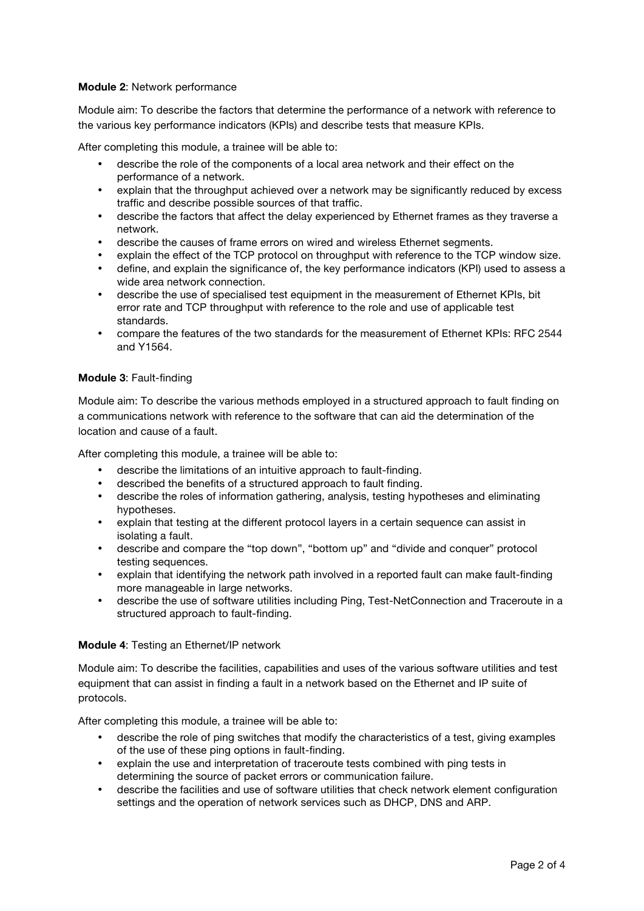**Module 2**: Network performance

Module aim: To describe the factors that determine the performance of a network with reference to the various key performance indicators (KPIs) and describe tests that measure KPIs.

After completing this module, a trainee will be able to:

- describe the role of the components of a local area network and their effect on the performance of a network.
- explain that the throughput achieved over a network may be significantly reduced by excess traffic and describe possible sources of that traffic.
- describe the factors that affect the delay experienced by Ethernet frames as they traverse a network.
- describe the causes of frame errors on wired and wireless Ethernet segments.
- explain the effect of the TCP protocol on throughput with reference to the TCP window size.
- define, and explain the significance of, the key performance indicators (KPI) used to assess a wide area network connection.
- describe the use of specialised test equipment in the measurement of Ethernet KPIs, bit error rate and TCP throughput with reference to the role and use of applicable test standards.
- compare the features of the two standards for the measurement of Ethernet KPIs: RFC 2544 and Y1564.

**Module 3**: Fault-finding

Module aim: To describe the various methods employed in a structured approach to fault finding on a communications network with reference to the software that can aid the determination of the location and cause of a fault.

After completing this module, a trainee will be able to:

- describe the limitations of an intuitive approach to fault-finding.
- described the benefits of a structured approach to fault finding.
- describe the roles of information gathering, analysis, testing hypotheses and eliminating hypotheses.
- explain that testing at the different protocol layers in a certain sequence can assist in isolating a fault.
- describe and compare the “top down”, “bottom up” and “divide and conquer” protocol testing sequences.
- explain that identifying the network path involved in a reported fault can make fault-finding more manageable in large networks.
- describe the use of software utilities including Ping, Test-NetConnection and Traceroute in a structured approach to fault-finding.

**Module 4**: Testing an Ethernet/IP network

Module aim: To describe the facilities, capabilities and uses of the various software utilities and test equipment that can assist in finding a fault in a network based on the Ethernet and IP suite of protocols.

After completing this module, a trainee will be able to:

- describe the role of ping switches that modify the characteristics of a test, giving examples of the use of these ping options in fault-finding.
- explain the use and interpretation of traceroute tests combined with ping tests in determining the source of packet errors or communication failure.
- describe the facilities and use of software utilities that check network element configuration settings and the operation of network services such as DHCP, DNS and ARP.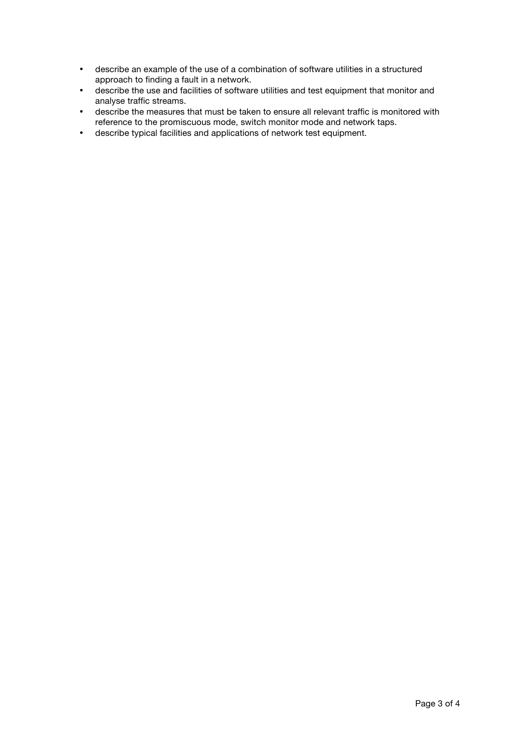- describe an example of the use of a combination of software utilities in a structured approach to finding a fault in a network.
- describe the use and facilities of software utilities and test equipment that monitor and analyse traffic streams.
- describe the measures that must be taken to ensure all relevant traffic is monitored with reference to the promiscuous mode, switch monitor mode and network taps.
- describe typical facilities and applications of network test equipment.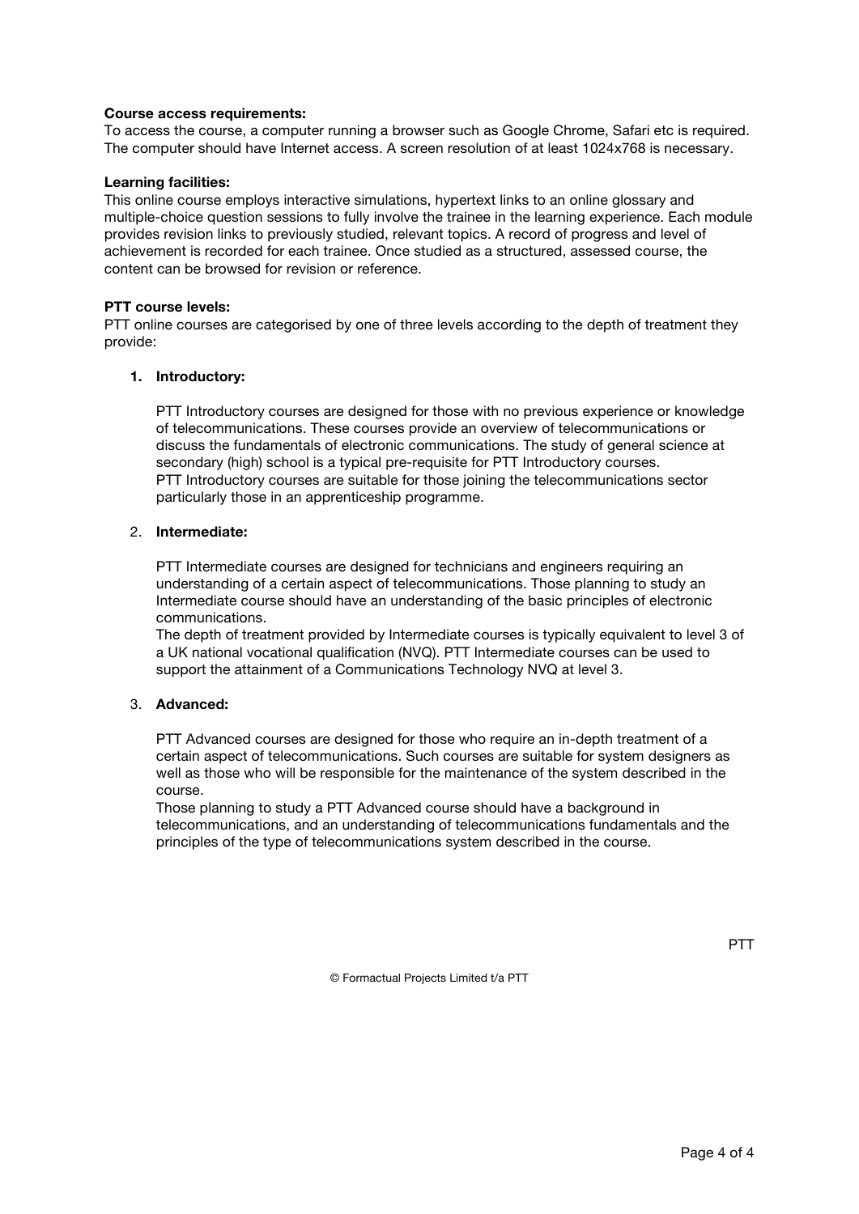**Course access requirements:**

To access the course, a computer running a browser such as Google Chrome, Safari etc is required. The computer should have Internet access. A screen resolution of at least 1024x768 is necessary.

**Learning facilities:**

This online course employs interactive simulations, hypertext links to an online glossary and multiple-choice question sessions to fully involve the trainee in the learning experience. Each module provides revision links to previously studied, relevant topics. A record of progress and level of achievement is recorded for each trainee. Once studied as a structured, assessed course, the content can be browsed for revision or reference.

**PTT course levels:**

PTT online courses are categorised by one of three levels according to the depth of treatment they provide:

1. **Introductory:**

   PTT Introductory courses are designed for those with no previous experience or knowledge of telecommunications. These courses provide an overview of telecommunications or discuss the fundamentals of electronic communications. The study of general science at secondary (high) school is a typical pre-requisite for PTT Introductory courses. PTT Introductory courses are suitable for those joining the telecommunications sector particularly those in an apprenticeship programme.

2. **Intermediate:**

   PTT Intermediate courses are designed for technicians and engineers requiring an understanding of a certain aspect of telecommunications. Those planning to study an Intermediate course should have an understanding of the basic principles of electronic communications.
   The depth of treatment provided by Intermediate courses is typically equivalent to level 3 of a UK national vocational qualification (NVQ). PTT Intermediate courses can be used to support the attainment of a Communications Technology NVQ at level 3.

3. **Advanced:**

   PTT Advanced courses are designed for those who require an in-depth treatment of a certain aspect of telecommunications. Such courses are suitable for system designers as well as those who will be responsible for the maintenance of the system described in the course.
   Those planning to study a PTT Advanced course should have a background in telecommunications, and an understanding of telecommunications fundamentals and the principles of the type of telecommunications system described in the course.

© Formactual Projects Limited t/a PTT